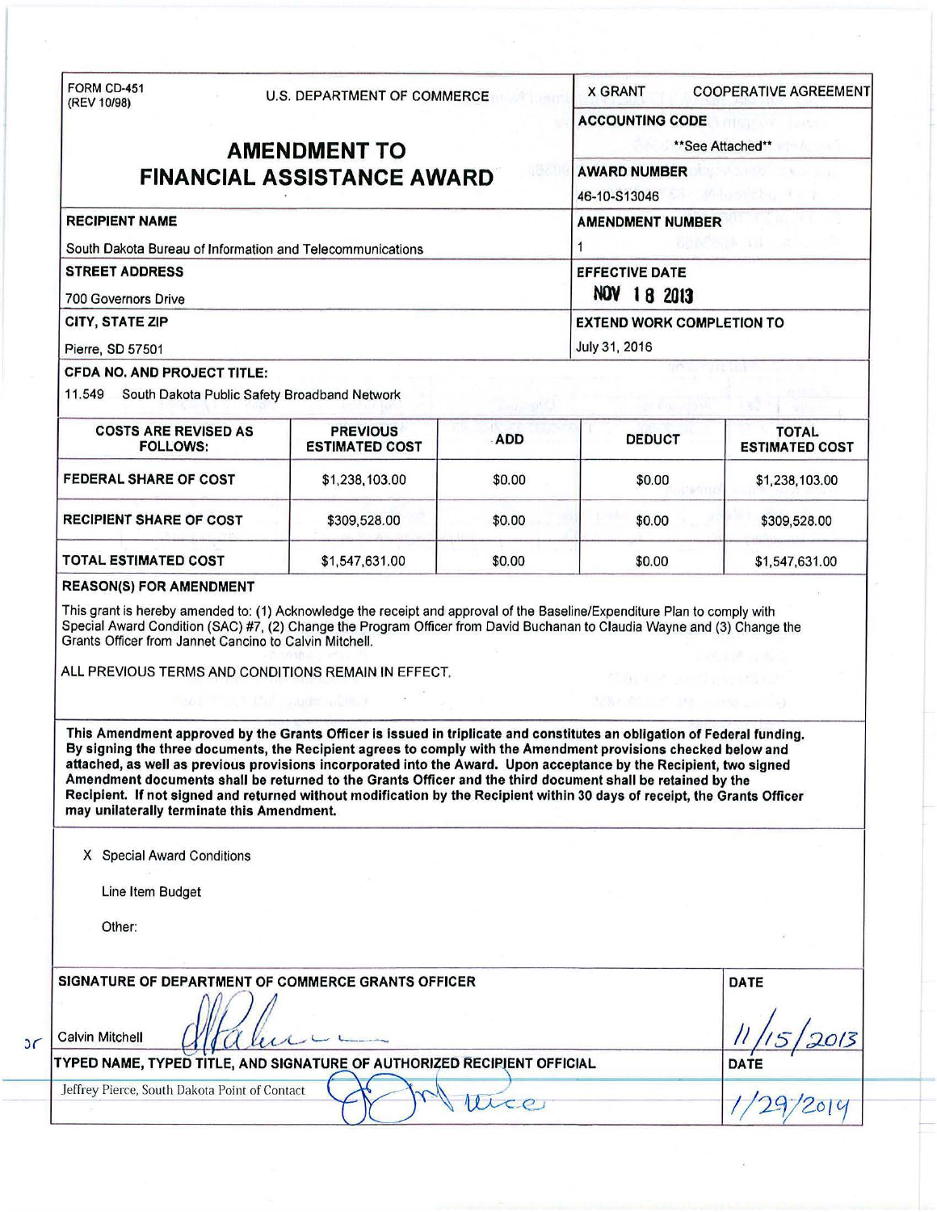FORM CD-451
(REV 10/98)

U.S. DEPARTMENT OF COMMERCE

# AMENDMENT TO FINANCIAL ASSISTANCE AWARD

| | |
|---|---|
| X GRANT | COOPERATIVE AGREEMENT |
| **ACCOUNTING CODE** | **See Attached** |
| **AWARD NUMBER** | 46-10-S13046 |
| **AMENDMENT NUMBER** | 1 |
| **EFFECTIVE DATE** | NOV 18 2013 |
| **EXTEND WORK COMPLETION TO** | July 31, 2016 |

**RECIPIENT NAME**
South Dakota Bureau of Information and Telecommunications

**STREET ADDRESS**
700 Governors Drive

**CITY, STATE ZIP**
Pierre, SD 57501

**CFDA NO. AND PROJECT TITLE:**
11.549 South Dakota Public Safety Broadband Network

| COSTS ARE REVISED AS FOLLOWS: | PREVIOUS ESTIMATED COST | ADD | DEDUCT | TOTAL ESTIMATED COST |
|---|---|---|---|---|
| FEDERAL SHARE OF COST | $1,238,103.00 | $0.00 | $0.00 | $1,238,103.00 |
| RECIPIENT SHARE OF COST | $309,528.00 | $0.00 | $0.00 | $309,528.00 |
| TOTAL ESTIMATED COST | $1,547,631.00 | $0.00 | $0.00 | $1,547,631.00 |

**REASON(S) FOR AMENDMENT**

This grant is hereby amended to: (1) Acknowledge the receipt and approval of the Baseline/Expenditure Plan to comply with Special Award Condition (SAC) #7, (2) Change the Program Officer from David Buchanan to Claudia Wayne and (3) Change the Grants Officer from Jannet Cancino to Calvin Mitchell.

ALL PREVIOUS TERMS AND CONDITIONS REMAIN IN EFFECT.

**This Amendment approved by the Grants Officer is issued in triplicate and constitutes an obligation of Federal funding. By signing the three documents, the Recipient agrees to comply with the Amendment provisions checked below and attached, as well as previous provisions incorporated into the Award. Upon acceptance by the Recipient, two signed Amendment documents shall be returned to the Grants Officer and the third document shall be retained by the Recipient. If not signed and returned without modification by the Recipient within 30 days of receipt, the Grants Officer may unilaterally terminate this Amendment.**

X Special Award Conditions

Line Item Budget

Other:

| SIGNATURE OF DEPARTMENT OF COMMERCE GRANTS OFFICER | DATE |
|---|---|
| Calvin Mitchell | 11/15/2013 |
| **TYPED NAME, TYPED TITLE, AND SIGNATURE OF AUTHORIZED RECIPIENT OFFICIAL** | **DATE** |
| Jeffrey Pierce, South Dakota Point of Contact | 1/29/2014 |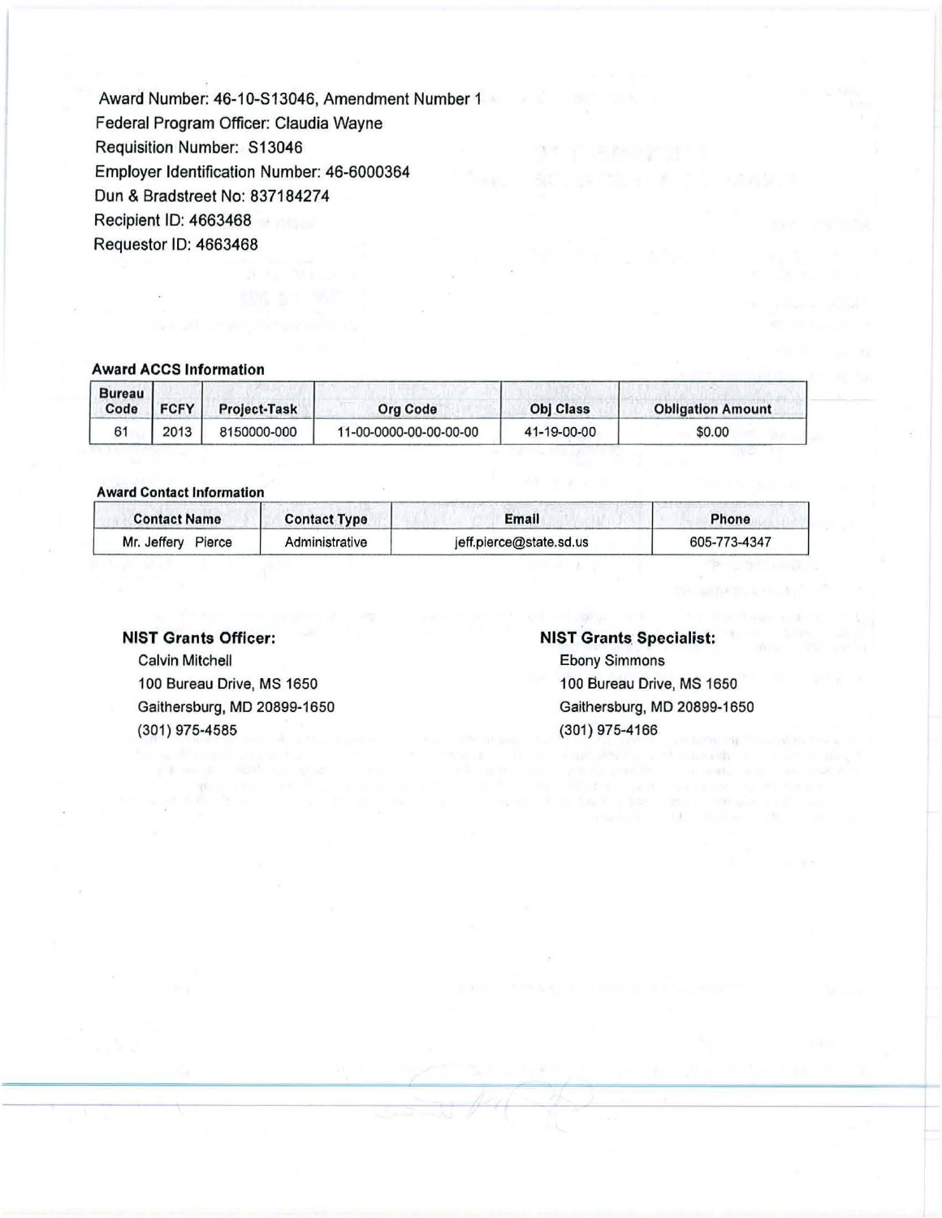Award Number: 46-10-S13046, Amendment Number 1
Federal Program Officer: Claudia Wayne
Requisition Number: S13046
Employer Identification Number: 46-6000364
Dun & Bradstreet No: 837184274
Recipient ID: 4663468
Requestor ID: 4663468

**Award ACCS Information**

| Bureau Code | FCFY | Project-Task | Org Code | Obj Class | Obligation Amount |
|---|---|---|---|---|---|
| 61 | 2013 | 8150000-000 | 11-00-0000-00-00-00-00 | 41-19-00-00 | $0.00 |

**Award Contact Information**

| Contact Name | Contact Type | Email | Phone |
|---|---|---|---|
| Mr. Jeffery Pierce | Administrative | jeff.pierce@state.sd.us | 605-773-4347 |

**NIST Grants Officer:**
Calvin Mitchell
100 Bureau Drive, MS 1650
Gaithersburg, MD 20899-1650
(301) 975-4585

**NIST Grants Specialist:**
Ebony Simmons
100 Bureau Drive, MS 1650
Gaithersburg, MD 20899-1650
(301) 975-4166